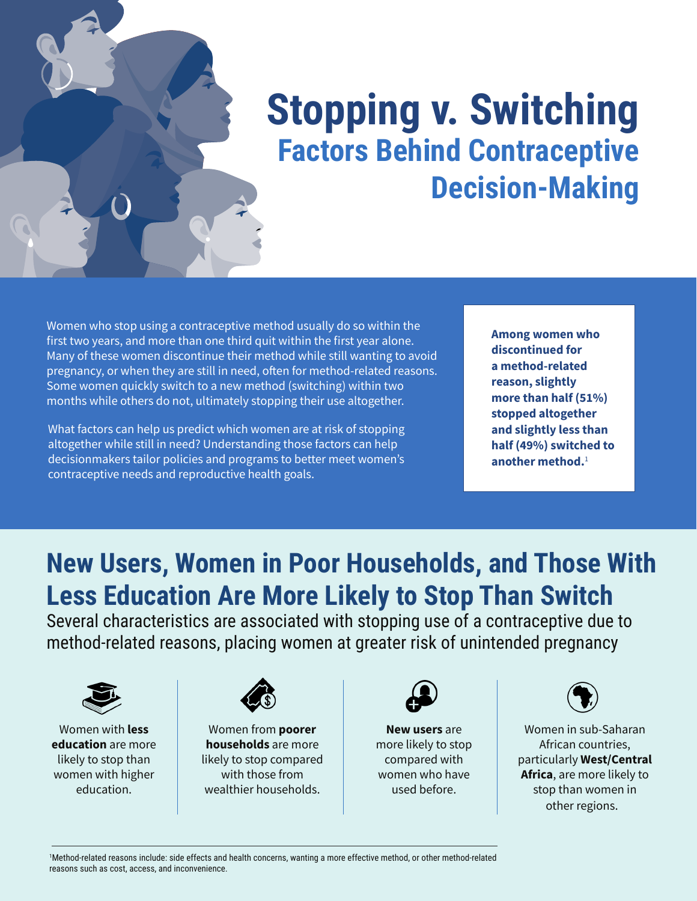# Stopping v. Switching

## Factors Behind Contraceptive Decision-Making

Women who stop using a contraceptive method usually do so within the first two years, and more than one third quit within the first year alone. Many of these women discontinue their method while still wanting to avoid pregnancy, or when they are still in need, often for method-related reasons. Some women quickly switch to a new method (switching) within two months while others do not, ultimately stopping their use altogether.

What factors can help us predict which women are at risk of stopping altogether while still in need? Understanding those factors can help decisionmakers tailor policies and programs to better meet women's contraceptive needs and reproductive health goals.

**Among women who discontinued for a method-related reason, slightly more than half (51%) stopped altogether and slightly less than half (49%) switched to another method.**[1]

## New Users, Women in Poor Households, and Those With Less Education Are More Likely to Stop Than Switch

Several characteristics are associated with stopping use of a contraceptive due to method-related reasons, placing women at greater risk of unintended pregnancy

Women with **less education** are more likely to stop than women with higher education.

Women from **poorer households** are more likely to stop compared with those from wealthier households.

**New users** are more likely to stop compared with women who have used before.

Women in sub-Saharan African countries, particularly **West/Central Africa**, are more likely to stop than women in other regions.

[1] Method-related reasons include: side effects and health concerns, wanting a more effective method, or other method-related reasons such as cost, access, and inconvenience.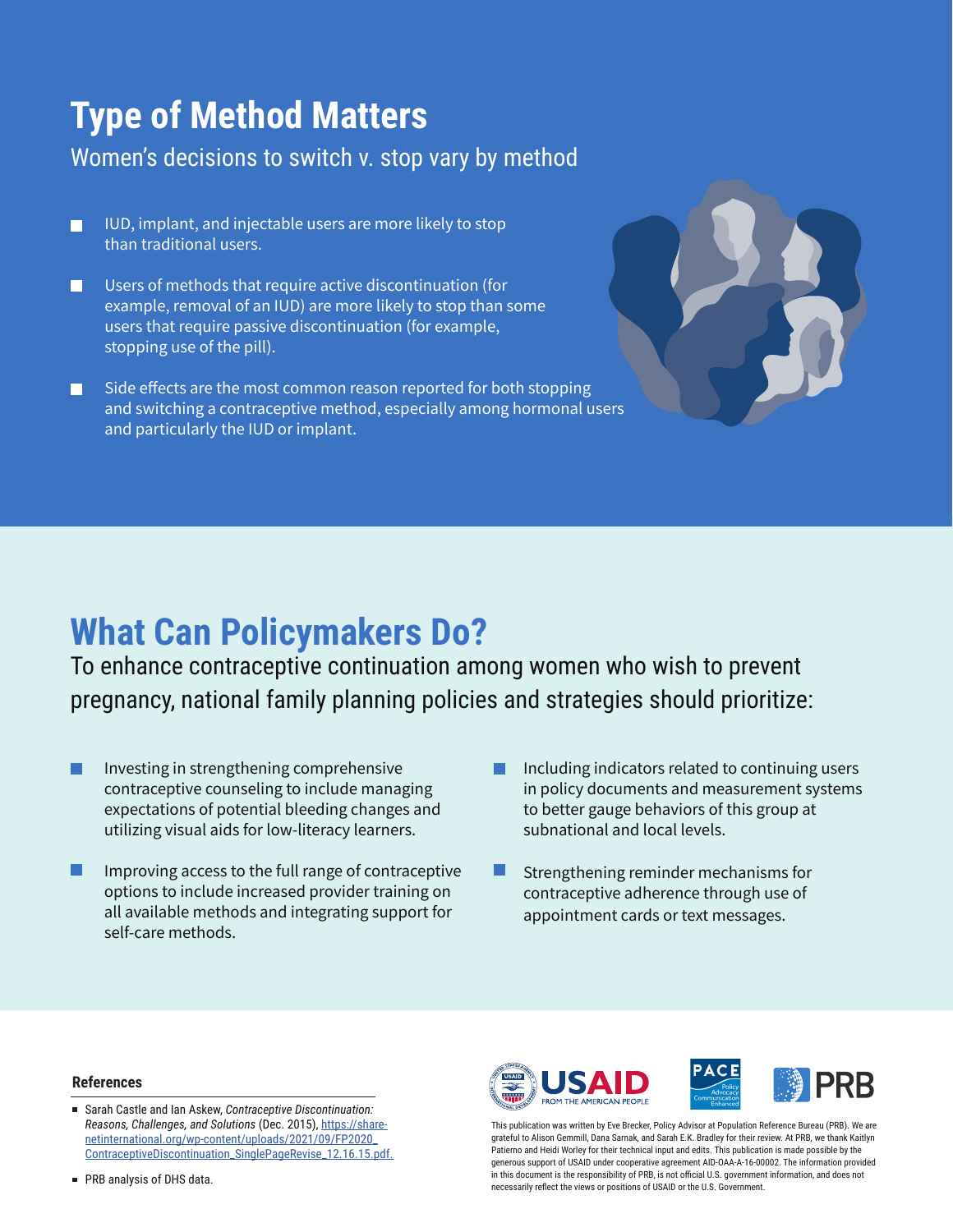## Type of Method Matters

Women's decisions to switch v. stop vary by method

- IUD, implant, and injectable users are more likely to stop than traditional users.
- Users of methods that require active discontinuation (for example, removal of an IUD) are more likely to stop than some users that require passive discontinuation (for example, stopping use of the pill).
- Side effects are the most common reason reported for both stopping and switching a contraceptive method, especially among hormonal users and particularly the IUD or implant.

## What Can Policymakers Do?

To enhance contraceptive continuation among women who wish to prevent pregnancy, national family planning policies and strategies should prioritize:

- Investing in strengthening comprehensive contraceptive counseling to include managing expectations of potential bleeding changes and utilizing visual aids for low-literacy learners.
- Improving access to the full range of contraceptive options to include increased provider training on all available methods and integrating support for self-care methods.
- Including indicators related to continuing users in policy documents and measurement systems to better gauge behaviors of this group at subnational and local levels.
- Strengthening reminder mechanisms for contraceptive adherence through use of appointment cards or text messages.

### References

- Sarah Castle and Ian Askew, *Contraceptive Discontinuation: Reasons, Challenges, and Solutions* (Dec. 2015), https://share-netinternational.org/wp-content/uploads/2021/09/FP2020_ContraceptiveDiscontinuation_SinglePageRevise_12.16.15.pdf.
- PRB analysis of DHS data.

USAID FROM THE AMERICAN PEOPLE

PACE Policy Advocacy Communication Enhanced

PRB

This publication was written by Eve Brecker, Policy Advisor at Population Reference Bureau (PRB). We are grateful to Alison Gemmill, Dana Sarnak, and Sarah E.K. Bradley for their review. At PRB, we thank Kaitlyn Patierno and Heidi Worley for their technical input and edits. This publication is made possible by the generous support of USAID under cooperative agreement AID-OAA-A-16-00002. The information provided in this document is the responsibility of PRB, is not official U.S. government information, and does not necessarily reflect the views or positions of USAID or the U.S. Government.